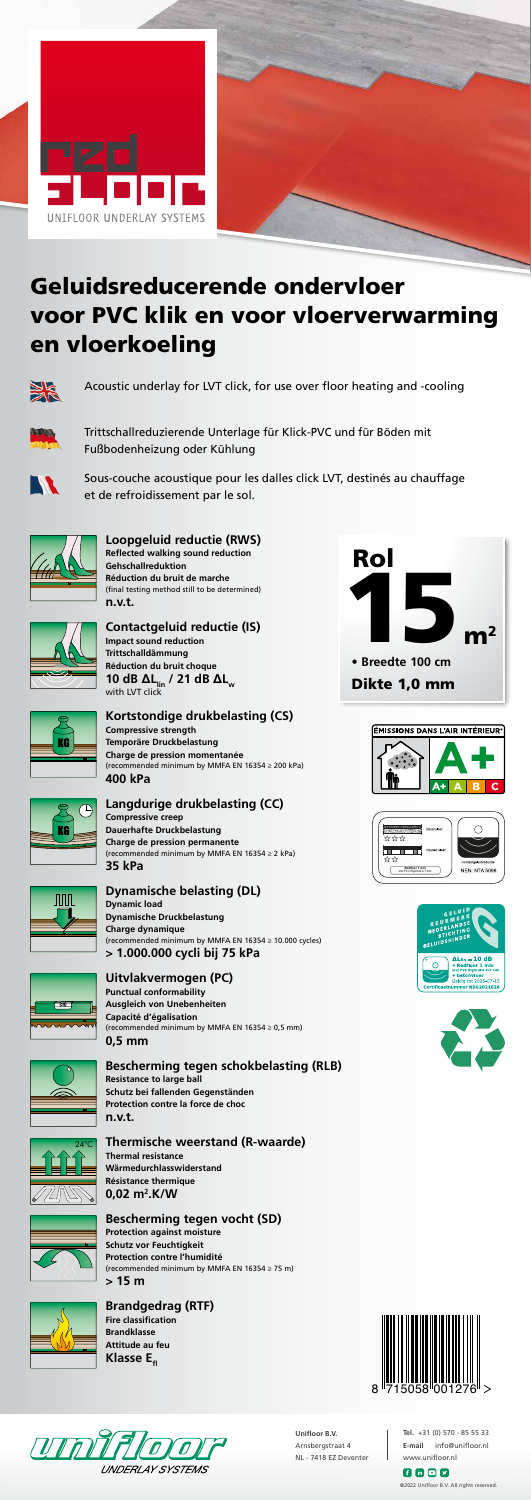# Geluidsreducerende ondervloer voor PVC klik en voor vloerverwarming en vloerkoeling

Acoustic underlay for LVT click, for use over floor heating and -cooling

Trittschallreduzierende Unterlage für Klick-PVC und für Böden mit Fußbodenheizung oder Kühlung

Sous-couche acoustique pour les dalles click LVT, destinés au chauffage et de refroidissement par le sol.

**Rol 15 m²**

- **Breedte 100 cm**

**Dikte 1,0 mm**

### Loopgeluid reductie (RWS)
**Reflected walking sound reduction**
**Gehschallreduktion**
**Réduction du bruit de marche**
(final testing method still to be determined)
**n.v.t.**

### Contactgeluid reductie (IS)
**Impact sound reduction**
**Trittschalldämmung**
**Réduction du bruit choque**
**10 dB $\Delta L_{lin}$ / 21 dB $\Delta L_w$**
with LVT click

### Kortstondige drukbelasting (CS)
**Compressive strength**
**Temporäre Druckbelastung**
**Charge de pression momentanée**
(recommended minimum by MMFA EN 16354 ≥ 200 kPa)
**400 kPa**

### Langdurige drukbelasting (CC)
**Compressive creep**
**Dauerhafte Druckbelastung**
**Charge de pression permanente**
(recommended minimum by MMFA EN 16354 ≥ 2 kPa)
**35 kPa**

### Dynamische belasting (DL)
**Dynamic load**
**Dynamische Druckbelastung**
**Charge dynamique**
(recommended minimum by MMFA EN 16354 ≥ 10.000 cycles)
**> 1.000.000 cycli bij 75 kPa**

### Uitvlakvermogen (PC)
**Punctual conformability**
**Ausgleich von Unebenheiten**
**Capacité d'égalisation**
(recommended minimum by MMFA EN 16354 ≥ 0,5 mm)
**0,5 mm**

### Bescherming tegen schokbelasting (RLB)
**Resistance to large ball**
**Schutz bei fallenden Gegenständen**
**Protection contre la force de choc**
**n.v.t.**

### Thermische weerstand (R-waarde)
**Thermal resistance**
**Wärmedurchlasswiderstand**
**Résistance thermique**
**0,02 m².K/W**

### Bescherming tegen vocht (SD)
**Protection against moisture**
**Schutz vor Feuchtigkeit**
**Protection contre l'humidité**
(recommended minimum by MMFA EN 16354 ≥ 75 m)
**> 15 m**

### Brandgedrag (RTF)
**Fire classification**
**Brandklasse**
**Attitude au feu**
**Klasse $E_{fl}$**

ÉMISSIONS DANS L'AIR INTÉRIEUR — A+

NEN: NTA 8098

GELUID KEURMERK NEDERLANDSE STICHTING GELUIDSHINDER
$\Delta L_{lin}$ = 10 dB

8 715058 001276

**Unifloor B.V.**
Arnsbergstraat 4
NL - 7418 EZ Deventer

**Tel.** +31 (0) 570 - 85 55 33
**E-mail** info@unifloor.nl
www.unifloor.nl

©2022 Unifloor B.V. All rights reserved.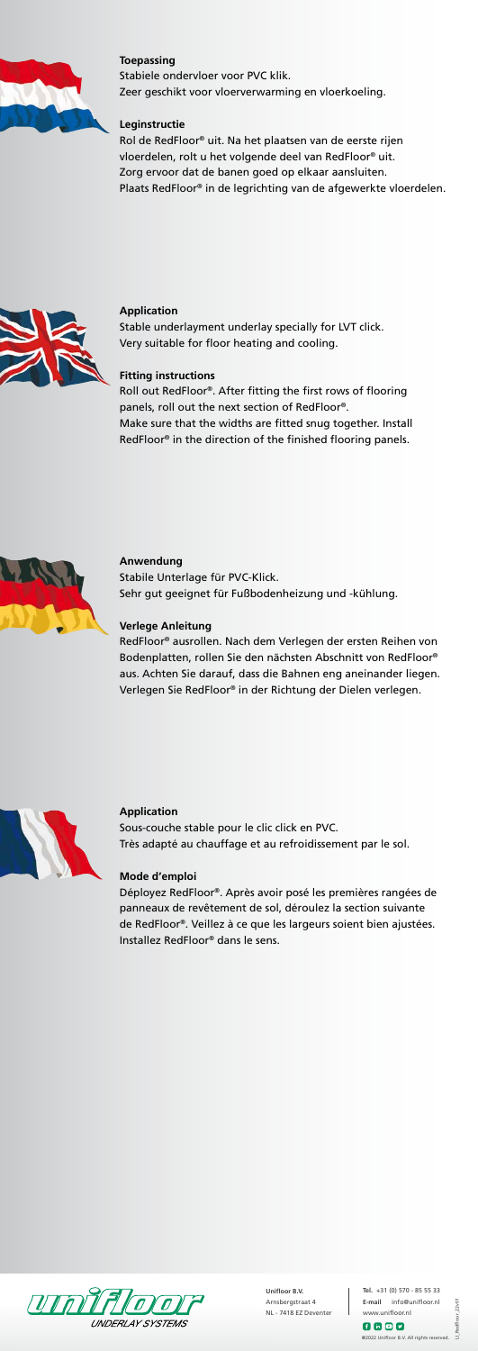### Toepassing

Stabiele ondervloer voor PVC klik.
Zeer geschikt voor vloerverwarming en vloerkoeling.

### Leginstructie

Rol de RedFloor® uit. Na het plaatsen van de eerste rijen vloerdelen, rolt u het volgende deel van RedFloor® uit. Zorg ervoor dat de banen goed op elkaar aansluiten. Plaats RedFloor® in de legrichting van de afgewerkte vloerdelen.

### Application

Stable underlayment underlay specially for LVT click.
Very suitable for floor heating and cooling.

### Fitting instructions

Roll out RedFloor®. After fitting the first rows of flooring panels, roll out the next section of RedFloor®. Make sure that the widths are fitted snug together. Install RedFloor® in the direction of the finished flooring panels.

### Anwendung

Stabile Unterlage für PVC-Klick.
Sehr gut geeignet für Fußbodenheizung und -kühlung.

### Verlege Anleitung

RedFloor® ausrollen. Nach dem Verlegen der ersten Reihen von Bodenplatten, rollen Sie den nächsten Abschnitt von RedFloor® aus. Achten Sie darauf, dass die Bahnen eng aneinander liegen. Verlegen Sie RedFloor® in der Richtung der Dielen verlegen.

### Application

Sous-couche stable pour le clic click en PVC.
Très adapté au chauffage et au refroidissement par le sol.

### Mode d'emploi

Déployez RedFloor®. Après avoir posé les premières rangées de panneaux de revêtement de sol, déroulez la section suivante de RedFloor®. Veillez à ce que les largeurs soient bien ajustées. Installez RedFloor® dans le sens.

unifloor UNDERLAY SYSTEMS

**Unifloor B.V.**
Arnsbergstraat 4
NL - 7418 EZ Deventer

**Tel.** +31 (0) 570 - 85 55 33
**E-mail** info@unifloor.nl
www.unifloor.nl

©2022 Unifloor B.V. All rights reserved.

U_RedFloor_22v01